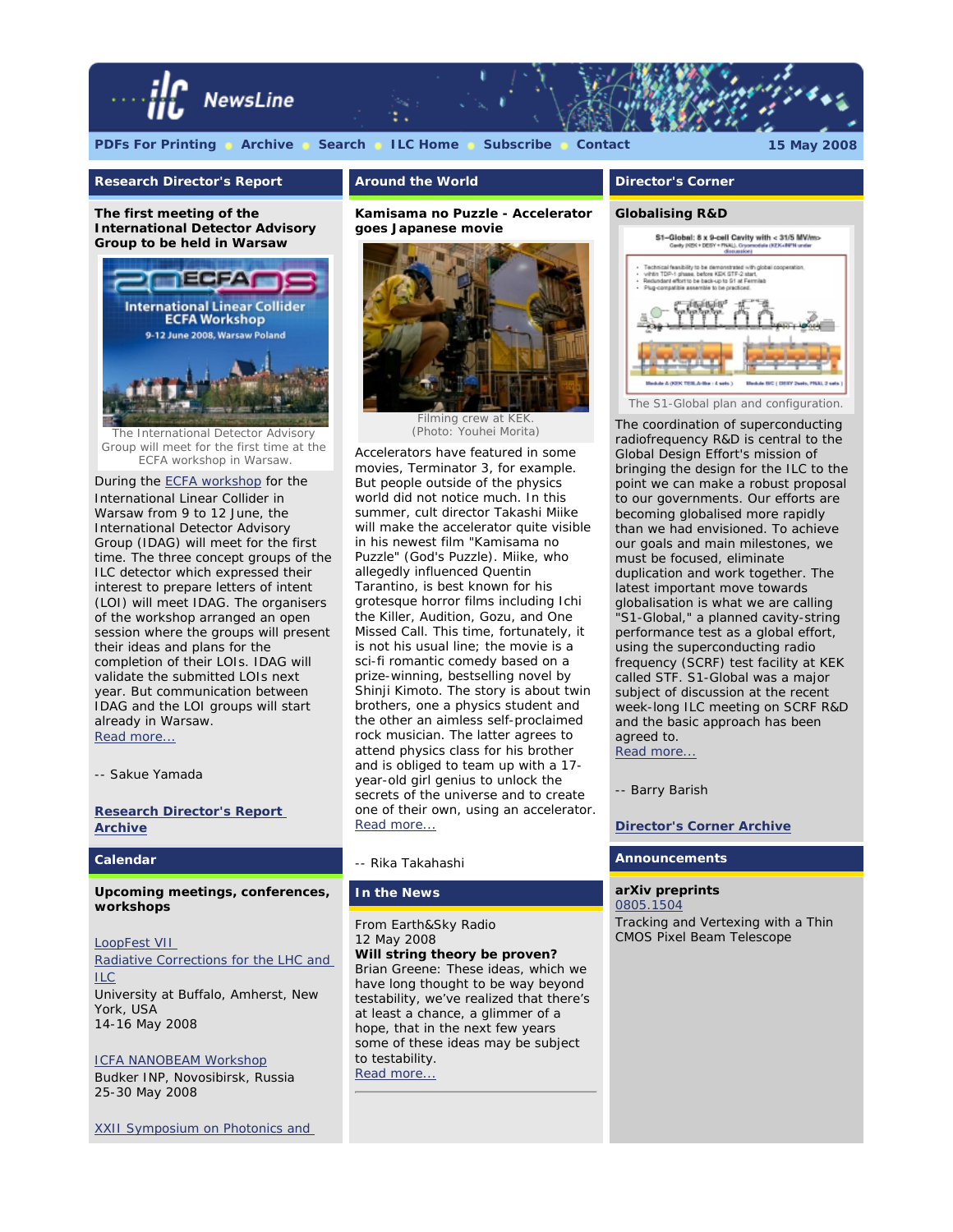# ilc NewsLine

PDFs For Printing • Archive • Search • ILC Home • Subscribe • Contact

15 May 2008

## Research Director's Report

### The first meeting of the International Detector Advisory Group to be held in Warsaw

The International Detector Advisory Group will meet for the first time at the ECFA workshop in Warsaw.

During the ECFA workshop for the International Linear Collider in Warsaw from 9 to 12 June, the International Detector Advisory Group (IDAG) will meet for the first time. The three concept groups of the ILC detector which expressed their interest to prepare letters of intent (LOI) will meet IDAG. The organisers of the workshop arranged an open session where the groups will present their ideas and plans for the completion of their LOIs. IDAG will validate the submitted LOIs next year. But communication between IDAG and the LOI groups will start already in Warsaw.

Read more...

-- Sakue Yamada

Research Director's Report Archive

## Calendar

**Upcoming meetings, conferences, workshops**

LoopFest VII
Radiative Corrections for the LHC and ILC
University at Buffalo, Amherst, New York, USA
14-16 May 2008

ICFA NANOBEAM Workshop
Budker INP, Novosibirsk, Russia
25-30 May 2008

XXII Symposium on Photonics and

## Around the World

### Kamisama no Puzzle - Accelerator goes Japanese movie

Filming crew at KEK.
(Photo: Youhei Morita)

Accelerators have featured in some movies, Terminator 3, for example. But people outside of the physics world did not notice much. In this summer, cult director Takashi Miike will make the accelerator quite visible in his newest film "Kamisama no Puzzle" (God's Puzzle). Miike, who allegedly influenced Quentin Tarantino, is best known for his grotesque horror films including Ichi the Killer, Audition, Gozu, and One Missed Call. This time, fortunately, it is not his usual line; the movie is a sci-fi romantic comedy based on a prize-winning, bestselling novel by Shinji Kimoto. The story is about twin brothers, one a physics student and the other an aimless self-proclaimed rock musician. The latter agrees to attend physics class for his brother and is obliged to team up with a 17-year-old girl genius to unlock the secrets of the universe and to create one of their own, using an accelerator.

Read more...

-- Rika Takahashi

## In the News

From Earth&Sky Radio
12 May 2008

**Will string theory be proven?**

Brian Greene: These ideas, which we have long thought to be way beyond testability, we've realized that there's at least a chance, a glimmer of a hope, that in the next few years some of these ideas may be subject to testability.

Read more...

## Director's Corner

### Globalising R&D

The S1-Global plan and configuration.

The coordination of superconducting radiofrequency R&D is central to the Global Design Effort's mission of bringing the design for the ILC to the point we can make a robust proposal to our governments. Our efforts are becoming globalised more rapidly than we had envisioned. To achieve our goals and main milestones, we must be focused, eliminate duplication and work together. The latest important move towards globalisation is what we are calling "S1-Global," a planned cavity-string performance test as a global effort, using the superconducting radio frequency (SCRF) test facility at KEK called STF. S1-Global was a major subject of discussion at the recent week-long ILC meeting on SCRF R&D and the basic approach has been agreed to.

Read more...

-- Barry Barish

Director's Corner Archive

## Announcements

**arXiv preprints**

0805.1504
Tracking and Vertexing with a Thin CMOS Pixel Beam Telescope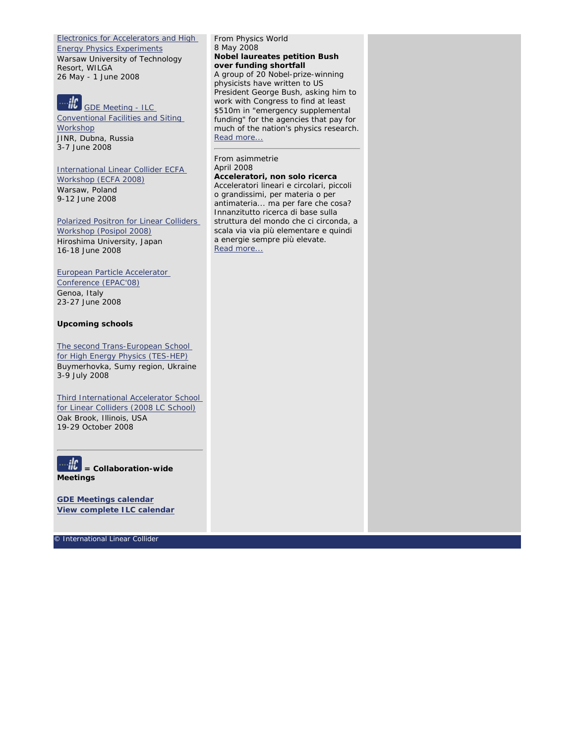Electronics for Accelerators and High Energy Physics Experiments
Warsaw University of Technology Resort, WILGA
26 May - 1 June 2008

GDE Meeting - ILC Conventional Facilities and Siting Workshop
JINR, Dubna, Russia
3-7 June 2008

International Linear Collider ECFA Workshop (ECFA 2008)
Warsaw, Poland
9-12 June 2008

Polarized Positron for Linear Colliders Workshop (Posipol 2008)
Hiroshima University, Japan
16-18 June 2008

European Particle Accelerator Conference (EPAC'08)
Genoa, Italy
23-27 June 2008

**Upcoming schools**

The second Trans-European School for High Energy Physics (TES-HEP)
Buymerhovka, Sumy region, Ukraine
3-9 July 2008

Third International Accelerator School for Linear Colliders (2008 LC School)
Oak Brook, Illinois, USA
19-29 October 2008

---

**= Collaboration-wide Meetings**

**GDE Meetings calendar**
**View complete ILC calendar**

From Physics World
8 May 2008
**Nobel laureates petition Bush over funding shortfall**
A group of 20 Nobel-prize-winning physicists have written to US President George Bush, asking him to work with Congress to find at least $510m in "emergency supplemental funding" for the agencies that pay for much of the nation's physics research.
Read more...

---

From asimmetrie
April 2008
**Acceleratori, non solo ricerca**
Acceleratori lineari e circolari, piccoli o grandissimi, per materia o per antimateria... ma per fare che cosa? Innanzitutto ricerca di base sulla struttura del mondo che ci circonda, a scala via via più elementare e quindi a energie sempre più elevate.
Read more...

© International Linear Collider